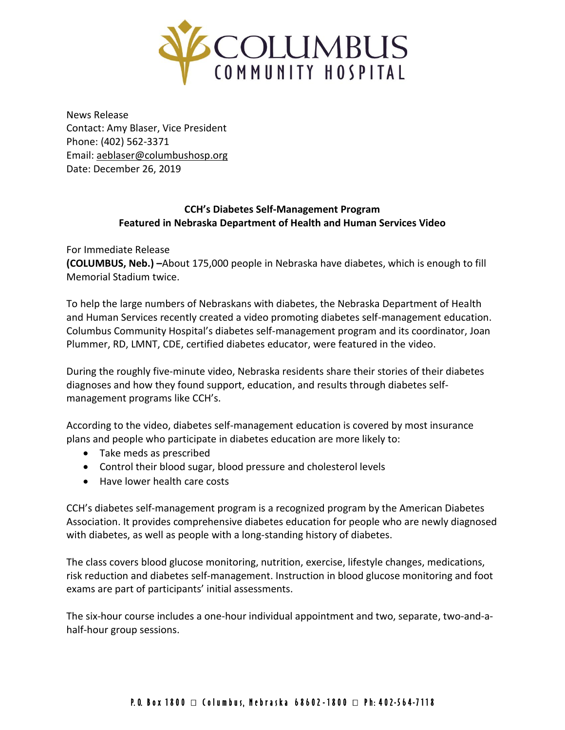COLUMBUS COMMUNITY HOSPITAL

News Release
Contact: Amy Blaser, Vice President
Phone: (402) 562-3371
Email: aeblaser@columbushosp.org
Date: December 26, 2019

## CCH's Diabetes Self-Management Program Featured in Nebraska Department of Health and Human Services Video

For Immediate Release

**(COLUMBUS, Neb.) –**About 175,000 people in Nebraska have diabetes, which is enough to fill Memorial Stadium twice.

To help the large numbers of Nebraskans with diabetes, the Nebraska Department of Health and Human Services recently created a video promoting diabetes self-management education. Columbus Community Hospital's diabetes self-management program and its coordinator, Joan Plummer, RD, LMNT, CDE, certified diabetes educator, were featured in the video.

During the roughly five-minute video, Nebraska residents share their stories of their diabetes diagnoses and how they found support, education, and results through diabetes self-management programs like CCH's.

According to the video, diabetes self-management education is covered by most insurance plans and people who participate in diabetes education are more likely to:

- Take meds as prescribed
- Control their blood sugar, blood pressure and cholesterol levels
- Have lower health care costs

CCH's diabetes self-management program is a recognized program by the American Diabetes Association. It provides comprehensive diabetes education for people who are newly diagnosed with diabetes, as well as people with a long-standing history of diabetes.

The class covers blood glucose monitoring, nutrition, exercise, lifestyle changes, medications, risk reduction and diabetes self-management. Instruction in blood glucose monitoring and foot exams are part of participants' initial assessments.

The six-hour course includes a one-hour individual appointment and two, separate, two-and-a-half-hour group sessions.

P.O. Box 1800 □ Columbus, Nebraska 68602-1800 □ Ph: 402-564-7118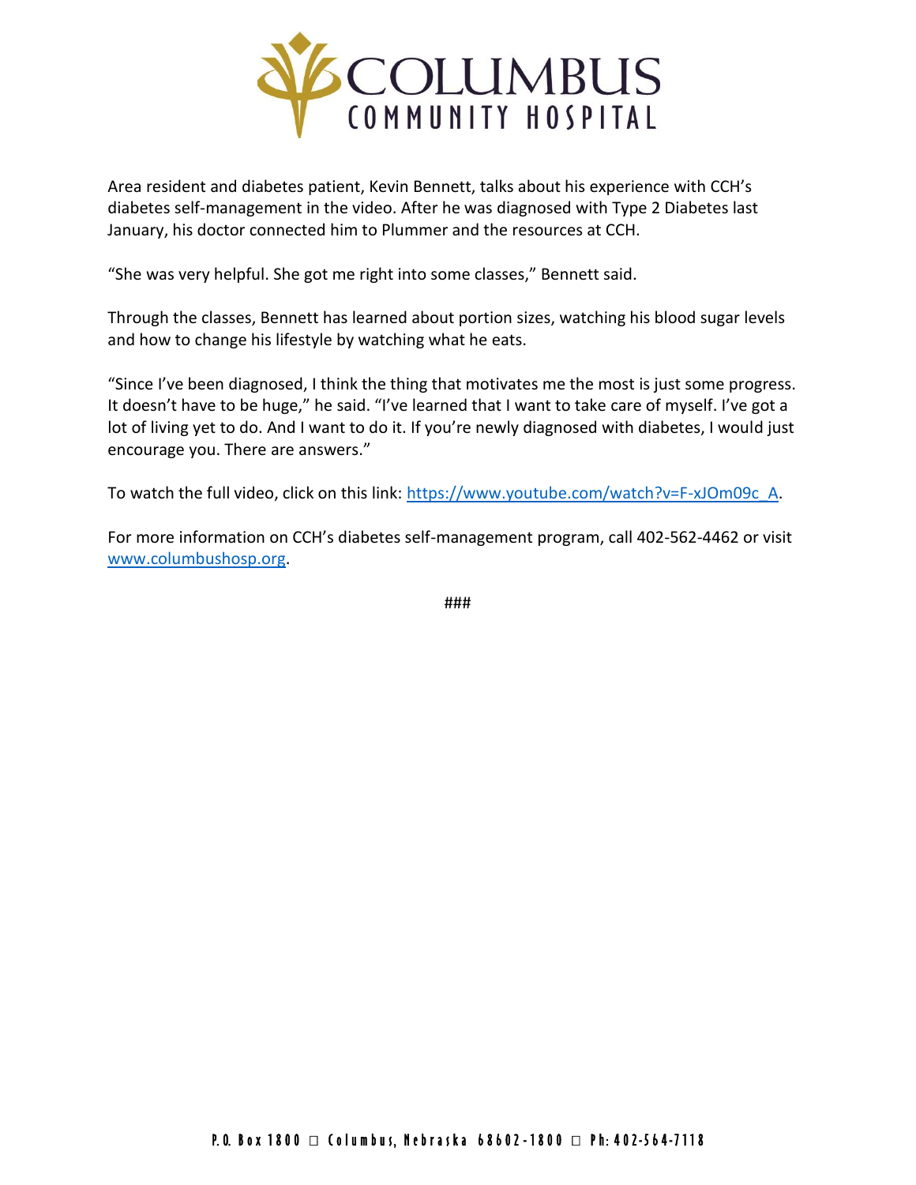Area resident and diabetes patient, Kevin Bennett, talks about his experience with CCH's diabetes self-management in the video. After he was diagnosed with Type 2 Diabetes last January, his doctor connected him to Plummer and the resources at CCH.

"She was very helpful. She got me right into some classes," Bennett said.

Through the classes, Bennett has learned about portion sizes, watching his blood sugar levels and how to change his lifestyle by watching what he eats.

"Since I've been diagnosed, I think the thing that motivates me the most is just some progress. It doesn't have to be huge," he said. "I've learned that I want to take care of myself. I've got a lot of living yet to do. And I want to do it. If you're newly diagnosed with diabetes, I would just encourage you. There are answers."

To watch the full video, click on this link: https://www.youtube.com/watch?v=F-xJOm09c_A.

For more information on CCH's diabetes self-management program, call 402-562-4462 or visit www.columbushosp.org.

###